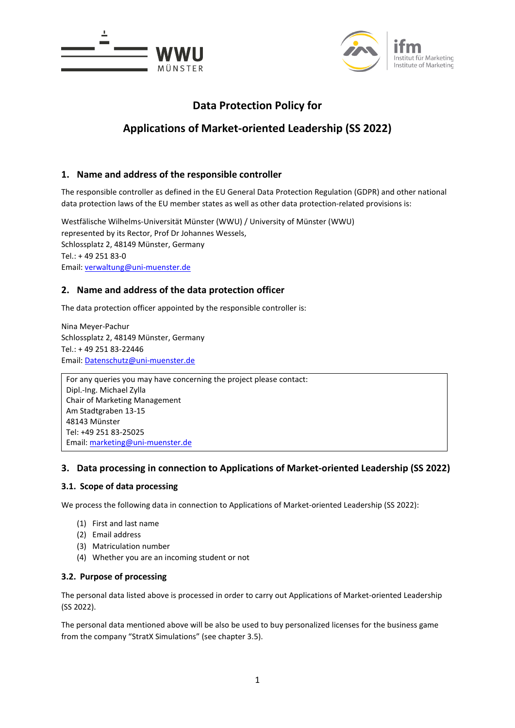# Data Protection Policy for

# Applications of Market-oriented Leadership (SS 2022)

## 1. Name and address of the responsible controller

The responsible controller as defined in the EU General Data Protection Regulation (GDPR) and other national data protection laws of the EU member states as well as other data protection-related provisions is:

Westfälische Wilhelms-Universität Münster (WWU) / University of Münster (WWU)
represented by its Rector, Prof Dr Johannes Wessels,
Schlossplatz 2, 48149 Münster, Germany
Tel.: + 49 251 83-0
Email: verwaltung@uni-muenster.de

## 2. Name and address of the data protection officer

The data protection officer appointed by the responsible controller is:

Nina Meyer-Pachur
Schlossplatz 2, 48149 Münster, Germany
Tel.: + 49 251 83-22446
Email: Datenschutz@uni-muenster.de

> For any queries you may have concerning the project please contact:
> Dipl.-Ing. Michael Zylla
> Chair of Marketing Management
> Am Stadtgraben 13-15
> 48143 Münster
> Tel: +49 251 83-25025
> Email: marketing@uni-muenster.de

## 3. Data processing in connection to Applications of Market-oriented Leadership (SS 2022)

### 3.1. Scope of data processing

We process the following data in connection to Applications of Market-oriented Leadership (SS 2022):

(1) First and last name
(2) Email address
(3) Matriculation number
(4) Whether you are an incoming student or not

### 3.2. Purpose of processing

The personal data listed above is processed in order to carry out Applications of Market-oriented Leadership (SS 2022).

The personal data mentioned above will be also be used to buy personalized licenses for the business game from the company "StratX Simulations" (see chapter 3.5).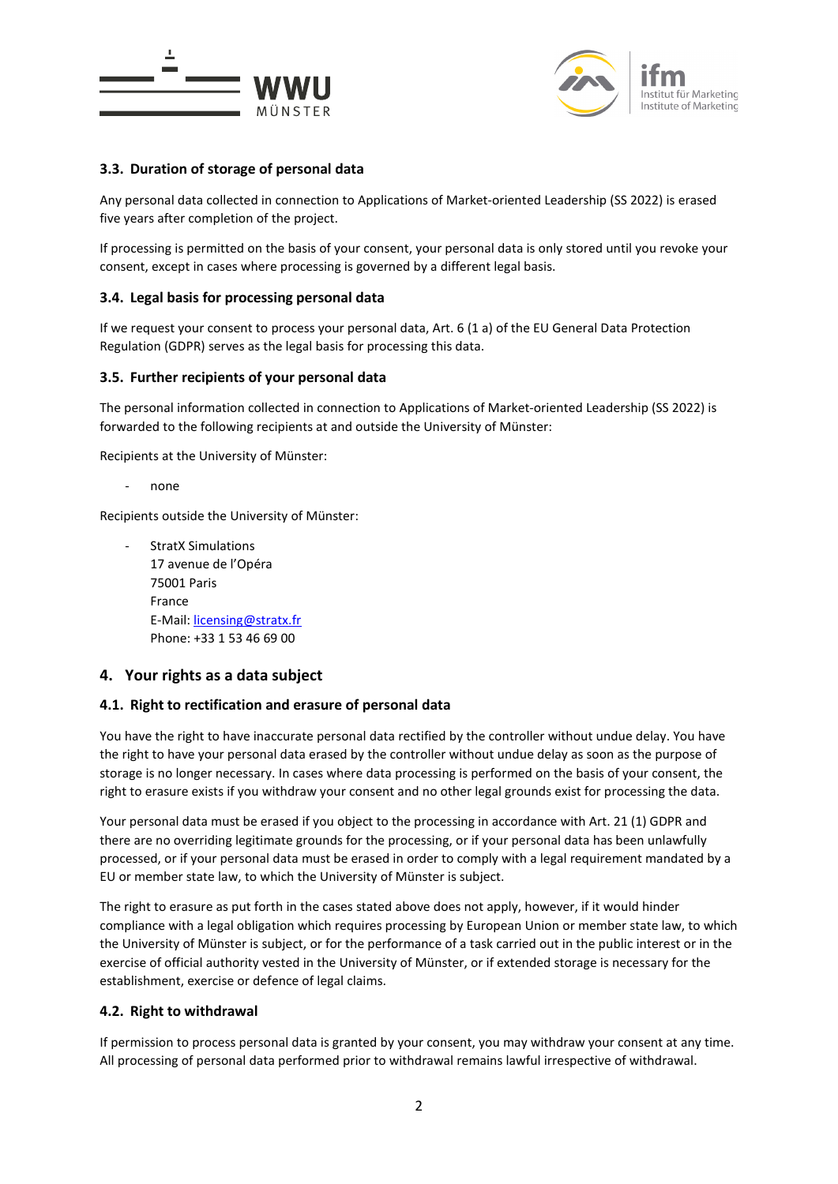### 3.3. Duration of storage of personal data

Any personal data collected in connection to Applications of Market-oriented Leadership (SS 2022) is erased five years after completion of the project.

If processing is permitted on the basis of your consent, your personal data is only stored until you revoke your consent, except in cases where processing is governed by a different legal basis.

### 3.4. Legal basis for processing personal data

If we request your consent to process your personal data, Art. 6 (1 a) of the EU General Data Protection Regulation (GDPR) serves as the legal basis for processing this data.

### 3.5. Further recipients of your personal data

The personal information collected in connection to Applications of Market-oriented Leadership (SS 2022) is forwarded to the following recipients at and outside the University of Münster:

Recipients at the University of Münster:

- none

Recipients outside the University of Münster:

- StratX Simulations
  17 avenue de l'Opéra
  75001 Paris
  France
  E-Mail: licensing@stratx.fr
  Phone: +33 1 53 46 69 00

## 4. Your rights as a data subject

### 4.1. Right to rectification and erasure of personal data

You have the right to have inaccurate personal data rectified by the controller without undue delay. You have the right to have your personal data erased by the controller without undue delay as soon as the purpose of storage is no longer necessary. In cases where data processing is performed on the basis of your consent, the right to erasure exists if you withdraw your consent and no other legal grounds exist for processing the data.

Your personal data must be erased if you object to the processing in accordance with Art. 21 (1) GDPR and there are no overriding legitimate grounds for the processing, or if your personal data has been unlawfully processed, or if your personal data must be erased in order to comply with a legal requirement mandated by a EU or member state law, to which the University of Münster is subject.

The right to erasure as put forth in the cases stated above does not apply, however, if it would hinder compliance with a legal obligation which requires processing by European Union or member state law, to which the University of Münster is subject, or for the performance of a task carried out in the public interest or in the exercise of official authority vested in the University of Münster, or if extended storage is necessary for the establishment, exercise or defence of legal claims.

### 4.2. Right to withdrawal

If permission to process personal data is granted by your consent, you may withdraw your consent at any time. All processing of personal data performed prior to withdrawal remains lawful irrespective of withdrawal.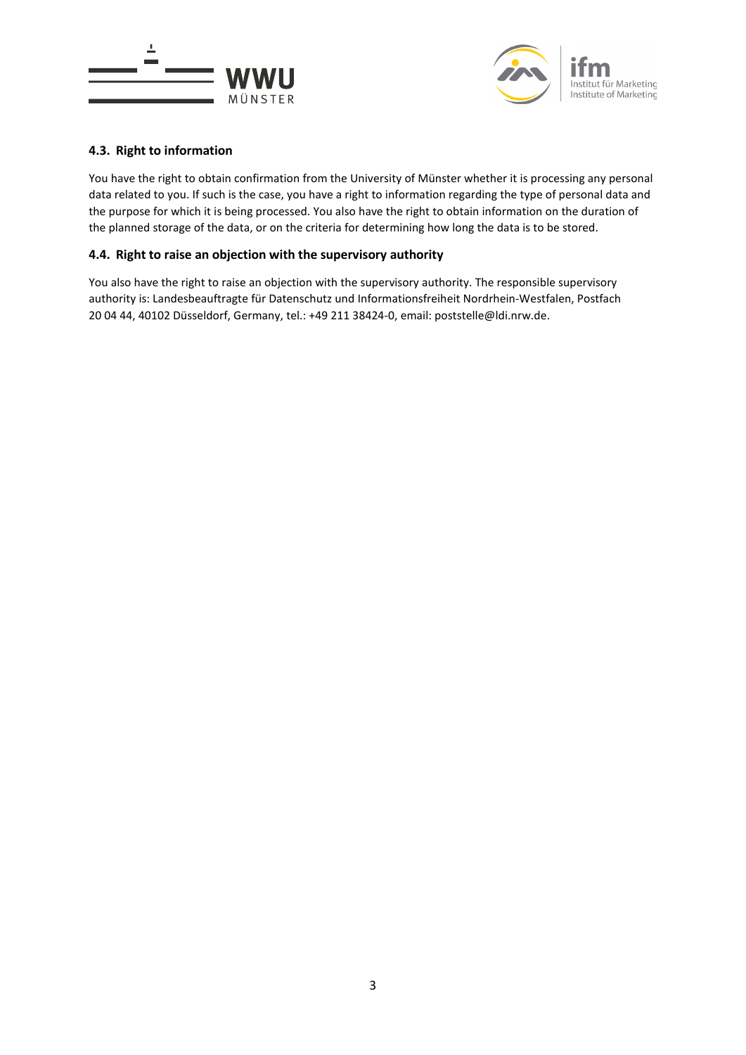### 4.3. Right to information

You have the right to obtain confirmation from the University of Münster whether it is processing any personal data related to you. If such is the case, you have a right to information regarding the type of personal data and the purpose for which it is being processed. You also have the right to obtain information on the duration of the planned storage of the data, or on the criteria for determining how long the data is to be stored.

### 4.4. Right to raise an objection with the supervisory authority

You also have the right to raise an objection with the supervisory authority. The responsible supervisory authority is: Landesbeauftragte für Datenschutz und Informationsfreiheit Nordrhein-Westfalen, Postfach 20 04 44, 40102 Düsseldorf, Germany, tel.: +49 211 38424-0, email: poststelle@ldi.nrw.de.